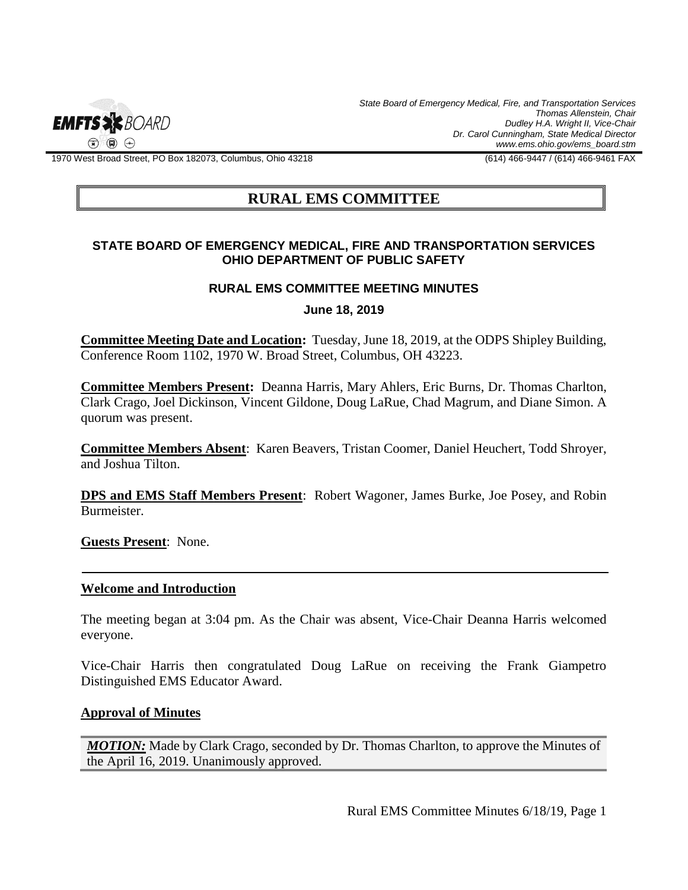State Board of Emergency Medical, Fire, and Transportation Services
Thomas Allenstein, Chair
Dudley H.A. Wright II, Vice-Chair
Dr. Carol Cunningham, State Medical Director
www.ems.ohio.gov/ems_board.stm

1970 West Broad Street, PO Box 182073, Columbus, Ohio 43218 (614) 466-9447 / (614) 466-9461 FAX

# RURAL EMS COMMITTEE

**STATE BOARD OF EMERGENCY MEDICAL, FIRE AND TRANSPORTATION SERVICES**
**OHIO DEPARTMENT OF PUBLIC SAFETY**

**RURAL EMS COMMITTEE MEETING MINUTES**

**June 18, 2019**

**Committee Meeting Date and Location:** Tuesday, June 18, 2019, at the ODPS Shipley Building, Conference Room 1102, 1970 W. Broad Street, Columbus, OH 43223.

**Committee Members Present:** Deanna Harris, Mary Ahlers, Eric Burns, Dr. Thomas Charlton, Clark Crago, Joel Dickinson, Vincent Gildone, Doug LaRue, Chad Magrum, and Diane Simon. A quorum was present.

**Committee Members Absent**: Karen Beavers, Tristan Coomer, Daniel Heuchert, Todd Shroyer, and Joshua Tilton.

**DPS and EMS Staff Members Present**: Robert Wagoner, James Burke, Joe Posey, and Robin Burmeister.

**Guests Present**: None.

---

## Welcome and Introduction

The meeting began at 3:04 pm. As the Chair was absent, Vice-Chair Deanna Harris welcomed everyone.

Vice-Chair Harris then congratulated Doug LaRue on receiving the Frank Giampetro Distinguished EMS Educator Award.

## Approval of Minutes

***MOTION:*** Made by Clark Crago, seconded by Dr. Thomas Charlton, to approve the Minutes of the April 16, 2019. Unanimously approved.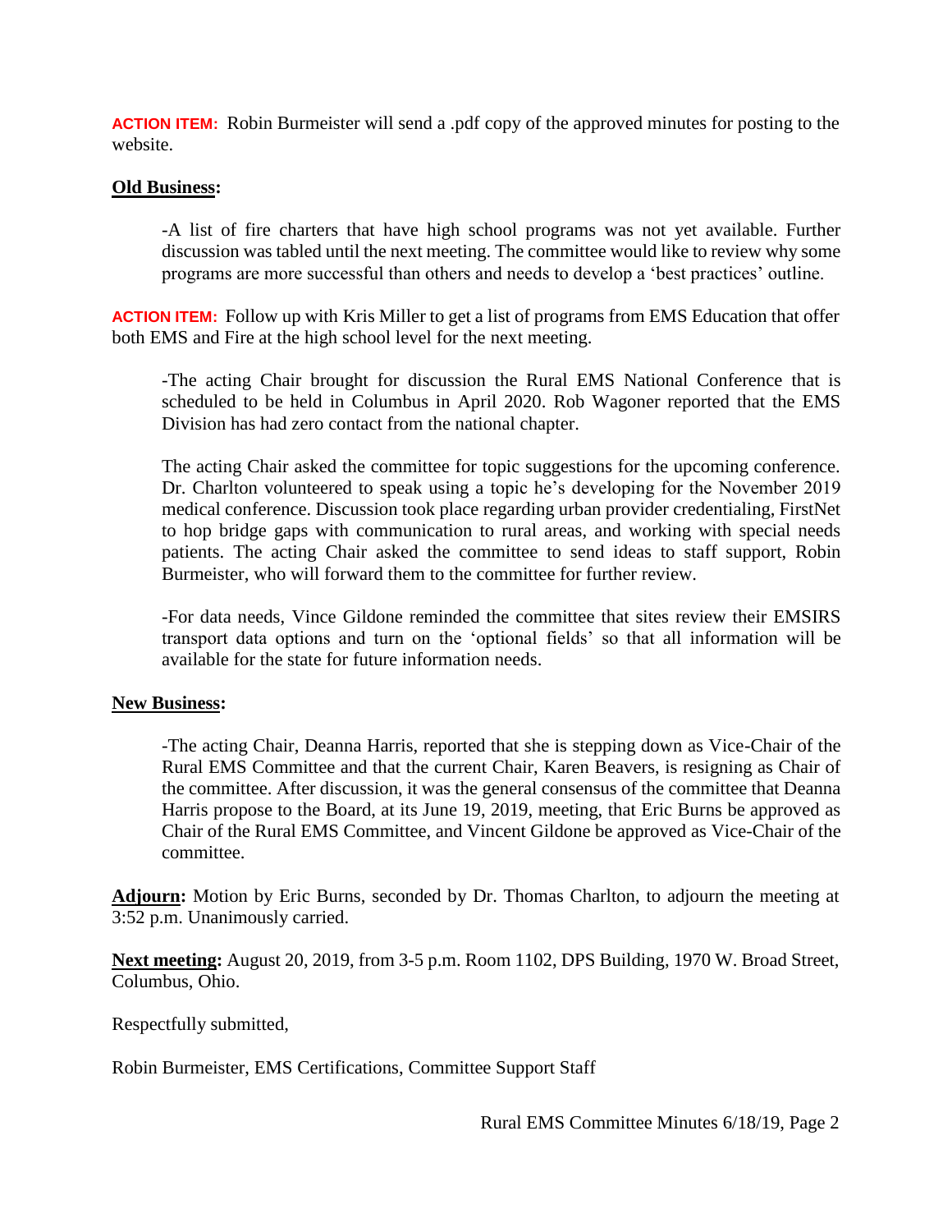**ACTION ITEM:** Robin Burmeister will send a .pdf copy of the approved minutes for posting to the website.

**Old Business:**

-A list of fire charters that have high school programs was not yet available. Further discussion was tabled until the next meeting. The committee would like to review why some programs are more successful than others and needs to develop a 'best practices' outline.

**ACTION ITEM:** Follow up with Kris Miller to get a list of programs from EMS Education that offer both EMS and Fire at the high school level for the next meeting.

-The acting Chair brought for discussion the Rural EMS National Conference that is scheduled to be held in Columbus in April 2020. Rob Wagoner reported that the EMS Division has had zero contact from the national chapter.

The acting Chair asked the committee for topic suggestions for the upcoming conference. Dr. Charlton volunteered to speak using a topic he's developing for the November 2019 medical conference. Discussion took place regarding urban provider credentialing, FirstNet to hop bridge gaps with communication to rural areas, and working with special needs patients. The acting Chair asked the committee to send ideas to staff support, Robin Burmeister, who will forward them to the committee for further review.

-For data needs, Vince Gildone reminded the committee that sites review their EMSIRS transport data options and turn on the 'optional fields' so that all information will be available for the state for future information needs.

**New Business:**

-The acting Chair, Deanna Harris, reported that she is stepping down as Vice-Chair of the Rural EMS Committee and that the current Chair, Karen Beavers, is resigning as Chair of the committee. After discussion, it was the general consensus of the committee that Deanna Harris propose to the Board, at its June 19, 2019, meeting, that Eric Burns be approved as Chair of the Rural EMS Committee, and Vincent Gildone be approved as Vice-Chair of the committee.

**Adjourn:** Motion by Eric Burns, seconded by Dr. Thomas Charlton, to adjourn the meeting at 3:52 p.m. Unanimously carried.

**Next meeting:** August 20, 2019, from 3-5 p.m. Room 1102, DPS Building, 1970 W. Broad Street, Columbus, Ohio.

Respectfully submitted,

Robin Burmeister, EMS Certifications, Committee Support Staff